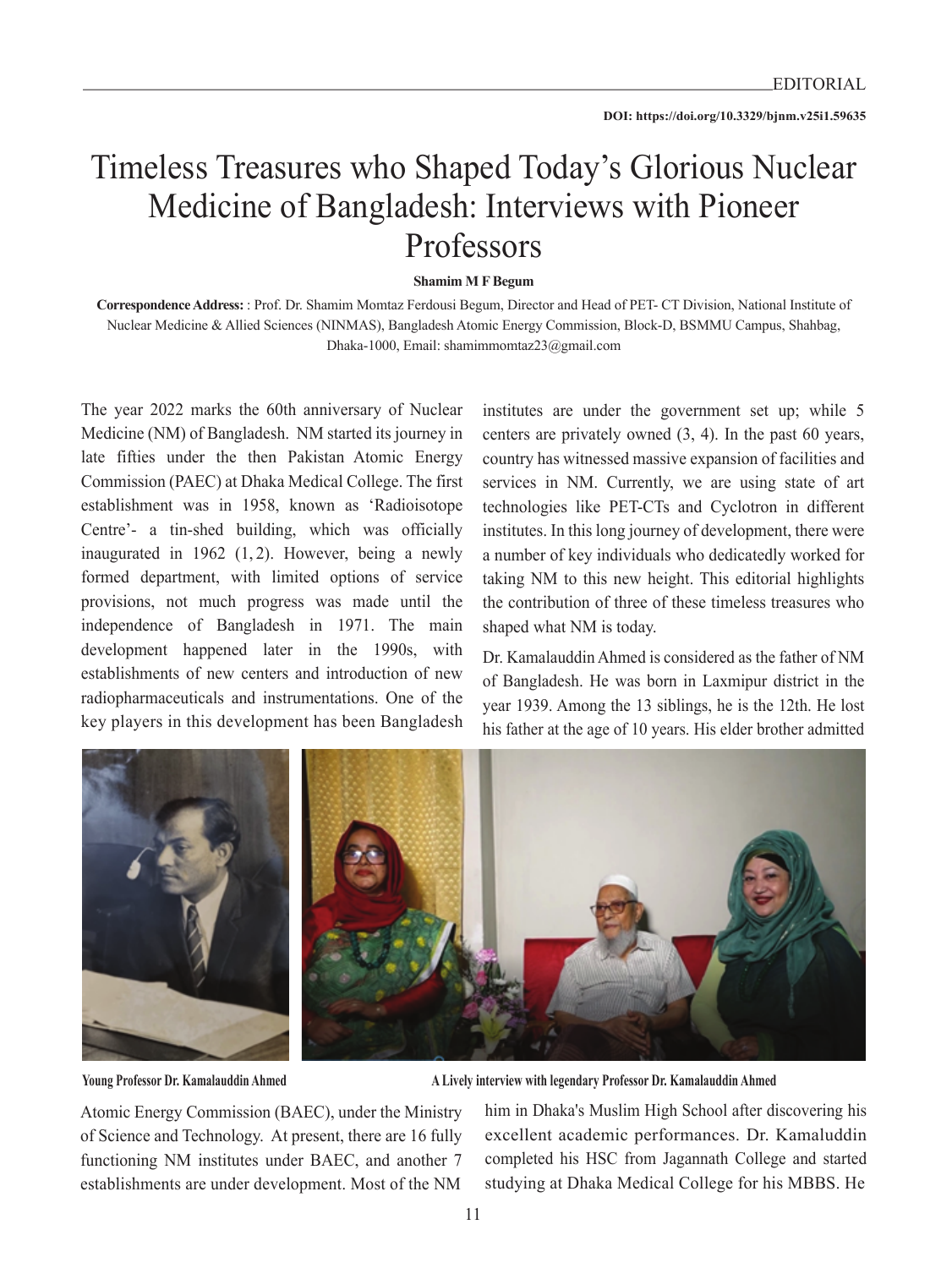DOI: https://doi.org/10.3329/bjnm.v25i1.59635

# Timeless Treasures who Shaped Today's Glorious Nuclear Medicine of Bangladesh: Interviews with Pioneer Professors

**Shamim M F Begum**

**Correspondence Address:** : Prof. Dr. Shamim Momtaz Ferdousi Begum, Director and Head of PET- CT Division, National Institute of Nuclear Medicine & Allied Sciences (NINMAS), Bangladesh Atomic Energy Commission, Block-D, BSMMU Campus, Shahbag, Dhaka-1000, Email: shamimmomtaz23@gmail.com

The year 2022 marks the 60th anniversary of Nuclear Medicine (NM) of Bangladesh. NM started its journey in late fifties under the then Pakistan Atomic Energy Commission (PAEC) at Dhaka Medical College. The first establishment was in 1958, known as 'Radioisotope Centre'- a tin-shed building, which was officially inaugurated in 1962 (1, 2). However, being a newly formed department, with limited options of service provisions, not much progress was made until the independence of Bangladesh in 1971. The main development happened later in the 1990s, with establishments of new centers and introduction of new radiopharmaceuticals and instrumentations. One of the key players in this development has been Bangladesh Atomic Energy Commission (BAEC), under the Ministry of Science and Technology. At present, there are 16 fully functioning NM institutes under BAEC, and another 7 establishments are under development. Most of the NM institutes are under the government set up; while 5 centers are privately owned (3, 4). In the past 60 years, country has witnessed massive expansion of facilities and services in NM. Currently, we are using state of art technologies like PET-CTs and Cyclotron in different institutes. In this long journey of development, there were a number of key individuals who dedicatedly worked for taking NM to this new height. This editorial highlights the contribution of three of these timeless treasures who shaped what NM is today.

Young Professor Dr. Kamalauddin Ahmed

A Lively interview with legendary Professor Dr. Kamalauddin Ahmed

Dr. Kamalauddin Ahmed is considered as the father of NM of Bangladesh. He was born in Laxmipur district in the year 1939. Among the 13 siblings, he is the 12th. He lost his father at the age of 10 years. His elder brother admitted him in Dhaka's Muslim High School after discovering his excellent academic performances. Dr. Kamaluddin completed his HSC from Jagannath College and started studying at Dhaka Medical College for his MBBS. He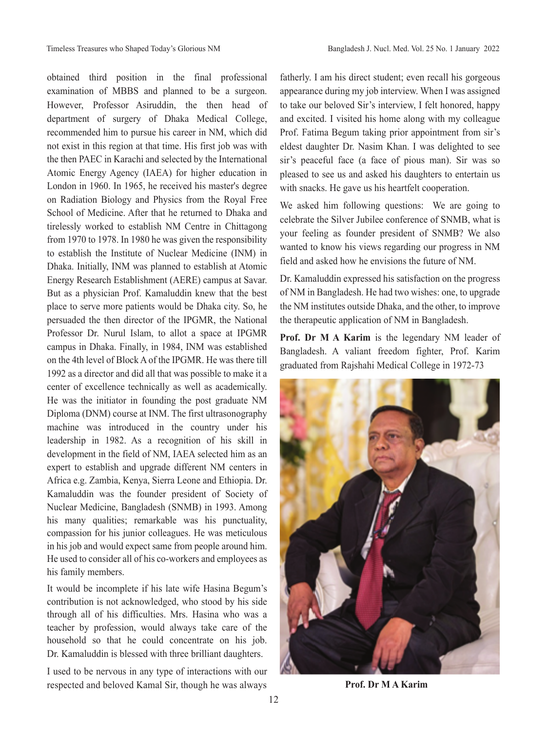obtained third position in the final professional examination of MBBS and planned to be a surgeon. However, Professor Asiruddin, the then head of department of surgery of Dhaka Medical College, recommended him to pursue his career in NM, which did not exist in this region at that time. His first job was with the then PAEC in Karachi and selected by the International Atomic Energy Agency (IAEA) for higher education in London in 1960. In 1965, he received his master's degree on Radiation Biology and Physics from the Royal Free School of Medicine. After that he returned to Dhaka and tirelessly worked to establish NM Centre in Chittagong from 1970 to 1978. In 1980 he was given the responsibility to establish the Institute of Nuclear Medicine (INM) in Dhaka. Initially, INM was planned to establish at Atomic Energy Research Establishment (AERE) campus at Savar. But as a physician Prof. Kamaluddin knew that the best place to serve more patients would be Dhaka city. So, he persuaded the then director of the IPGMR, the National Professor Dr. Nurul Islam, to allot a space at IPGMR campus in Dhaka. Finally, in 1984, INM was established on the 4th level of Block A of the IPGMR. He was there till 1992 as a director and did all that was possible to make it a center of excellence technically as well as academically. He was the initiator in founding the post graduate NM Diploma (DNM) course at INM. The first ultrasonography machine was introduced in the country under his leadership in 1982. As a recognition of his skill in development in the field of NM, IAEA selected him as an expert to establish and upgrade different NM centers in Africa e.g. Zambia, Kenya, Sierra Leone and Ethiopia. Dr. Kamaluddin was the founder president of Society of Nuclear Medicine, Bangladesh (SNMB) in 1993. Among his many qualities; remarkable was his punctuality, compassion for his junior colleagues. He was meticulous in his job and would expect same from people around him. He used to consider all of his co-workers and employees as his family members.

It would be incomplete if his late wife Hasina Begum's contribution is not acknowledged, who stood by his side through all of his difficulties. Mrs. Hasina who was a teacher by profession, would always take care of the household so that he could concentrate on his job. Dr. Kamaluddin is blessed with three brilliant daughters.

I used to be nervous in any type of interactions with our respected and beloved Kamal Sir, though he was always fatherly. I am his direct student; even recall his gorgeous appearance during my job interview. When I was assigned to take our beloved Sir's interview, I felt honored, happy and excited. I visited his home along with my colleague Prof. Fatima Begum taking prior appointment from sir's eldest daughter Dr. Nasim Khan. I was delighted to see sir's peaceful face (a face of pious man). Sir was so pleased to see us and asked his daughters to entertain us with snacks. He gave us his heartfelt cooperation.

We asked him following questions: We are going to celebrate the Silver Jubilee conference of SNMB, what is your feeling as founder president of SNMB? We also wanted to know his views regarding our progress in NM field and asked how he envisions the future of NM.

Dr. Kamaluddin expressed his satisfaction on the progress of NM in Bangladesh. He had two wishes: one, to upgrade the NM institutes outside Dhaka, and the other, to improve the therapeutic application of NM in Bangladesh.

**Prof. Dr M A Karim** is the legendary NM leader of Bangladesh. A valiant freedom fighter, Prof. Karim graduated from Rajshahi Medical College in 1972-73

**Prof. Dr M A Karim**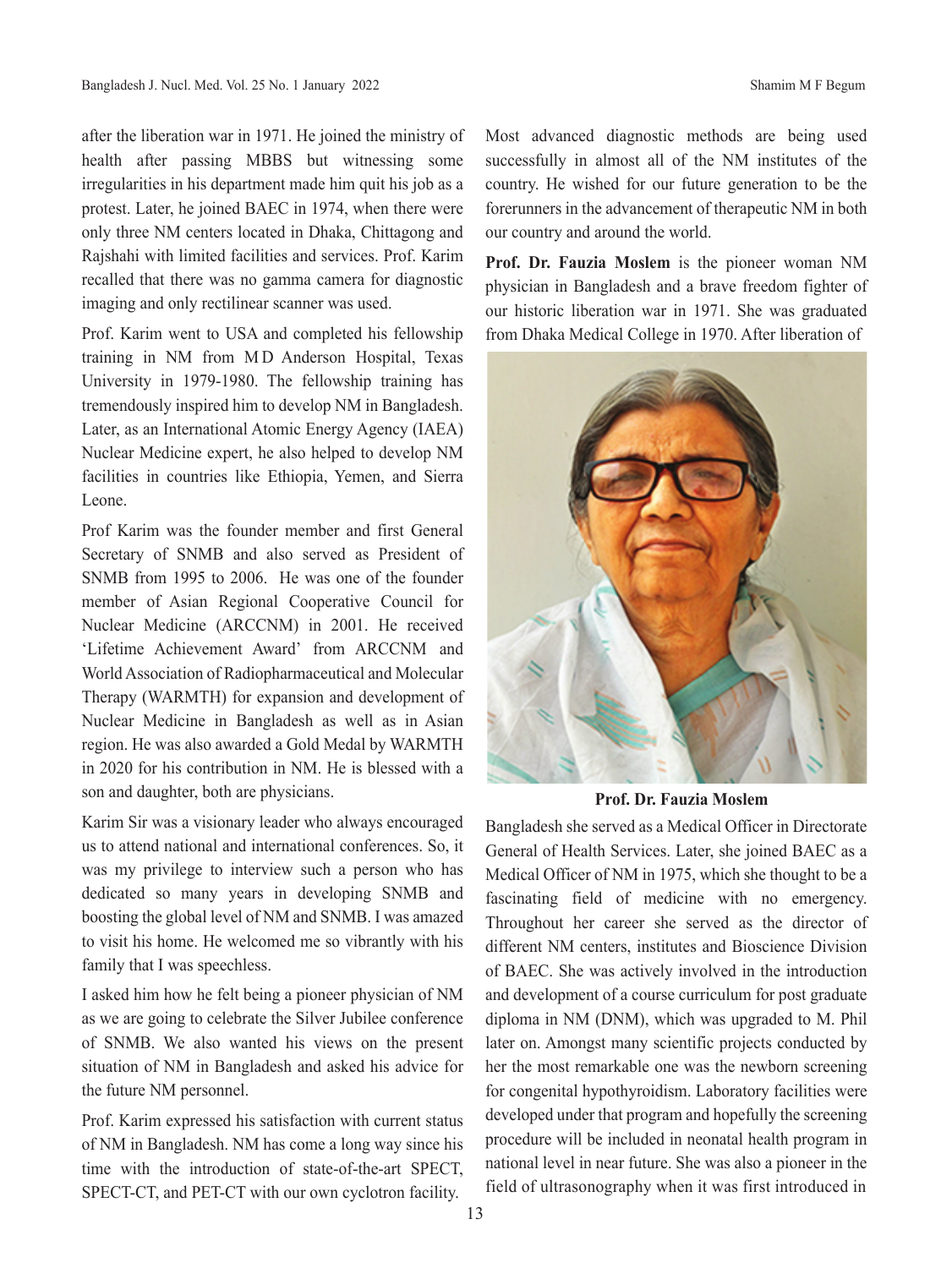after the liberation war in 1971. He joined the ministry of health after passing MBBS but witnessing some irregularities in his department made him quit his job as a protest. Later, he joined BAEC in 1974, when there were only three NM centers located in Dhaka, Chittagong and Rajshahi with limited facilities and services. Prof. Karim recalled that there was no gamma camera for diagnostic imaging and only rectilinear scanner was used.

Prof. Karim went to USA and completed his fellowship training in NM from M D Anderson Hospital, Texas University in 1979-1980. The fellowship training has tremendously inspired him to develop NM in Bangladesh. Later, as an International Atomic Energy Agency (IAEA) Nuclear Medicine expert, he also helped to develop NM facilities in countries like Ethiopia, Yemen, and Sierra Leone.

Prof Karim was the founder member and first General Secretary of SNMB and also served as President of SNMB from 1995 to 2006. He was one of the founder member of Asian Regional Cooperative Council for Nuclear Medicine (ARCCNM) in 2001. He received 'Lifetime Achievement Award' from ARCCNM and World Association of Radiopharmaceutical and Molecular Therapy (WARMTH) for expansion and development of Nuclear Medicine in Bangladesh as well as in Asian region. He was also awarded a Gold Medal by WARMTH in 2020 for his contribution in NM. He is blessed with a son and daughter, both are physicians.

Karim Sir was a visionary leader who always encouraged us to attend national and international conferences. So, it was my privilege to interview such a person who has dedicated so many years in developing SNMB and boosting the global level of NM and SNMB. I was amazed to visit his home. He welcomed me so vibrantly with his family that I was speechless.

I asked him how he felt being a pioneer physician of NM as we are going to celebrate the Silver Jubilee conference of SNMB. We also wanted his views on the present situation of NM in Bangladesh and asked his advice for the future NM personnel.

Prof. Karim expressed his satisfaction with current status of NM in Bangladesh. NM has come a long way since his time with the introduction of state-of-the-art SPECT, SPECT-CT, and PET-CT with our own cyclotron facility. Most advanced diagnostic methods are being used successfully in almost all of the NM institutes of the country. He wished for our future generation to be the forerunners in the advancement of therapeutic NM in both our country and around the world.

**Prof. Dr. Fauzia Moslem** is the pioneer woman NM physician in Bangladesh and a brave freedom fighter of our historic liberation war in 1971. She was graduated from Dhaka Medical College in 1970. After liberation of Bangladesh she served as a Medical Officer in Directorate General of Health Services. Later, she joined BAEC as a Medical Officer of NM in 1975, which she thought to be a fascinating field of medicine with no emergency. Throughout her career she served as the director of different NM centers, institutes and Bioscience Division of BAEC. She was actively involved in the introduction and development of a course curriculum for post graduate diploma in NM (DNM), which was upgraded to M. Phil later on. Amongst many scientific projects conducted by her the most remarkable one was the newborn screening for congenital hypothyroidism. Laboratory facilities were developed under that program and hopefully the screening procedure will be included in neonatal health program in national level in near future. She was also a pioneer in the field of ultrasonography when it was first introduced in

**Prof. Dr. Fauzia Moslem**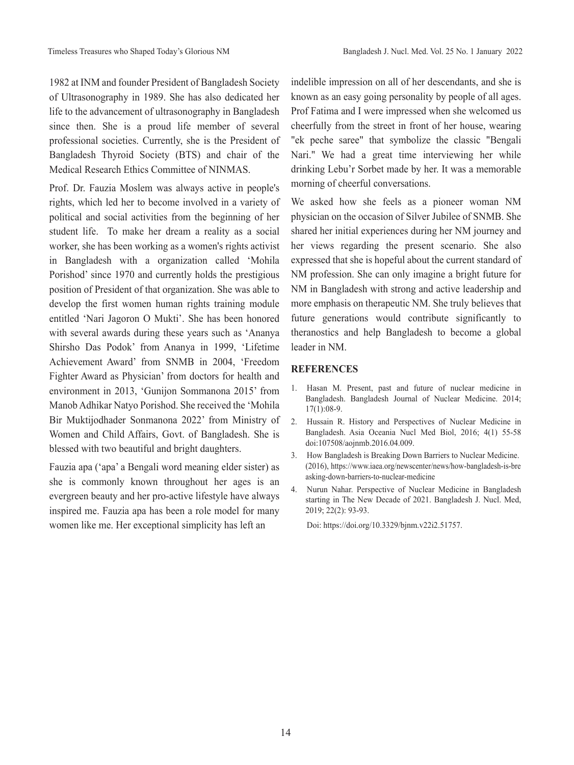1982 at INM and founder President of Bangladesh Society of Ultrasonography in 1989. She has also dedicated her life to the advancement of ultrasonography in Bangladesh since then. She is a proud life member of several professional societies. Currently, she is the President of Bangladesh Thyroid Society (BTS) and chair of the Medical Research Ethics Committee of NINMAS.

Prof. Dr. Fauzia Moslem was always active in people's rights, which led her to become involved in a variety of political and social activities from the beginning of her student life. To make her dream a reality as a social worker, she has been working as a women's rights activist in Bangladesh with a organization called 'Mohila Porishod' since 1970 and currently holds the prestigious position of President of that organization. She was able to develop the first women human rights training module entitled 'Nari Jagoron O Mukti'. She has been honored with several awards during these years such as 'Ananya Shirsho Das Podok' from Ananya in 1999, 'Lifetime Achievement Award' from SNMB in 2004, 'Freedom Fighter Award as Physician' from doctors for health and environment in 2013, 'Gunijon Sommanona 2015' from Manob Adhikar Natyo Porishod. She received the 'Mohila Bir Muktijodhader Sonmanona 2022' from Ministry of Women and Child Affairs, Govt. of Bangladesh. She is blessed with two beautiful and bright daughters.

Fauzia apa ('apa' a Bengali word meaning elder sister) as she is commonly known throughout her ages is an evergreen beauty and her pro-active lifestyle have always inspired me. Fauzia apa has been a role model for many women like me. Her exceptional simplicity has left an indelible impression on all of her descendants, and she is known as an easy going personality by people of all ages. Prof Fatima and I were impressed when she welcomed us cheerfully from the street in front of her house, wearing "ek peche saree" that symbolize the classic "Bengali Nari." We had a great time interviewing her while drinking Lebu'r Sorbet made by her. It was a memorable morning of cheerful conversations.

We asked how she feels as a pioneer woman NM physician on the occasion of Silver Jubilee of SNMB. She shared her initial experiences during her NM journey and her views regarding the present scenario. She also expressed that she is hopeful about the current standard of NM profession. She can only imagine a bright future for NM in Bangladesh with strong and active leadership and more emphasis on therapeutic NM. She truly believes that future generations would contribute significantly to theranostics and help Bangladesh to become a global leader in NM.

## REFERENCES

1. Hasan M. Present, past and future of nuclear medicine in Bangladesh. Bangladesh Journal of Nuclear Medicine. 2014; 17(1):08-9.
2. Hussain R. History and Perspectives of Nuclear Medicine in Bangladesh. Asia Oceania Nucl Med Biol, 2016; 4(1) 55-58 doi:107508/aojnmb.2016.04.009.
3. How Bangladesh is Breaking Down Barriers to Nuclear Medicine. (2016), https://www.iaea.org/newscenter/news/how-bangladesh-is-breasking-down-barriers-to-nuclear-medicine
4. Nurun Nahar. Perspective of Nuclear Medicine in Bangladesh starting in The New Decade of 2021. Bangladesh J. Nucl. Med, 2019; 22(2): 93-93.

   Doi: https://doi.org/10.3329/bjnm.v22i2.51757.